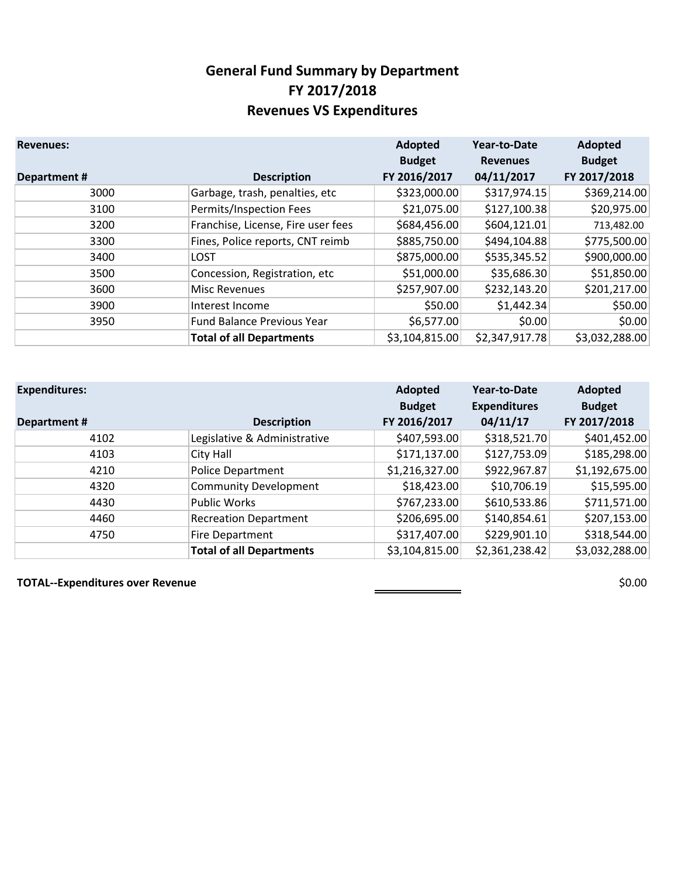# General Fund Summary by Department
## FY 2017/2018
## Revenues VS Expenditures

| Revenues: Department # | Description | Adopted Budget FY 2016/2017 | Year-to-Date Revenues 04/11/2017 | Adopted Budget FY 2017/2018 |
|---|---|---|---|---|
| 3000 | Garbage, trash, penalties, etc | $323,000.00 | $317,974.15 | $369,214.00 |
| 3100 | Permits/Inspection Fees | $21,075.00 | $127,100.38 | $20,975.00 |
| 3200 | Franchise, License, Fire user fees | $684,456.00 | $604,121.01 | 713,482.00 |
| 3300 | Fines, Police reports, CNT reimb | $885,750.00 | $494,104.88 | $775,500.00 |
| 3400 | LOST | $875,000.00 | $535,345.52 | $900,000.00 |
| 3500 | Concession, Registration, etc | $51,000.00 | $35,686.30 | $51,850.00 |
| 3600 | Misc Revenues | $257,907.00 | $232,143.20 | $201,217.00 |
| 3900 | Interest Income | $50.00 | $1,442.34 | $50.00 |
| 3950 | Fund Balance Previous Year | $6,577.00 | $0.00 | $0.00 |
| | **Total of all Departments** | $3,104,815.00 | $2,347,917.78 | $3,032,288.00 |

| Expenditures: Department # | Description | Adopted Budget FY 2016/2017 | Year-to-Date Expenditures 04/11/17 | Adopted Budget FY 2017/2018 |
|---|---|---|---|---|
| 4102 | Legislative & Administrative | $407,593.00 | $318,521.70 | $401,452.00 |
| 4103 | City Hall | $171,137.00 | $127,753.09 | $185,298.00 |
| 4210 | Police Department | $1,216,327.00 | $922,967.87 | $1,192,675.00 |
| 4320 | Community Development | $18,423.00 | $10,706.19 | $15,595.00 |
| 4430 | Public Works | $767,233.00 | $610,533.86 | $711,571.00 |
| 4460 | Recreation Department | $206,695.00 | $140,854.61 | $207,153.00 |
| 4750 | Fire Department | $317,407.00 | $229,901.10 | $318,544.00 |
| | **Total of all Departments** | $3,104,815.00 | $2,361,238.42 | $3,032,288.00 |

**TOTAL--Expenditures over Revenue** $0.00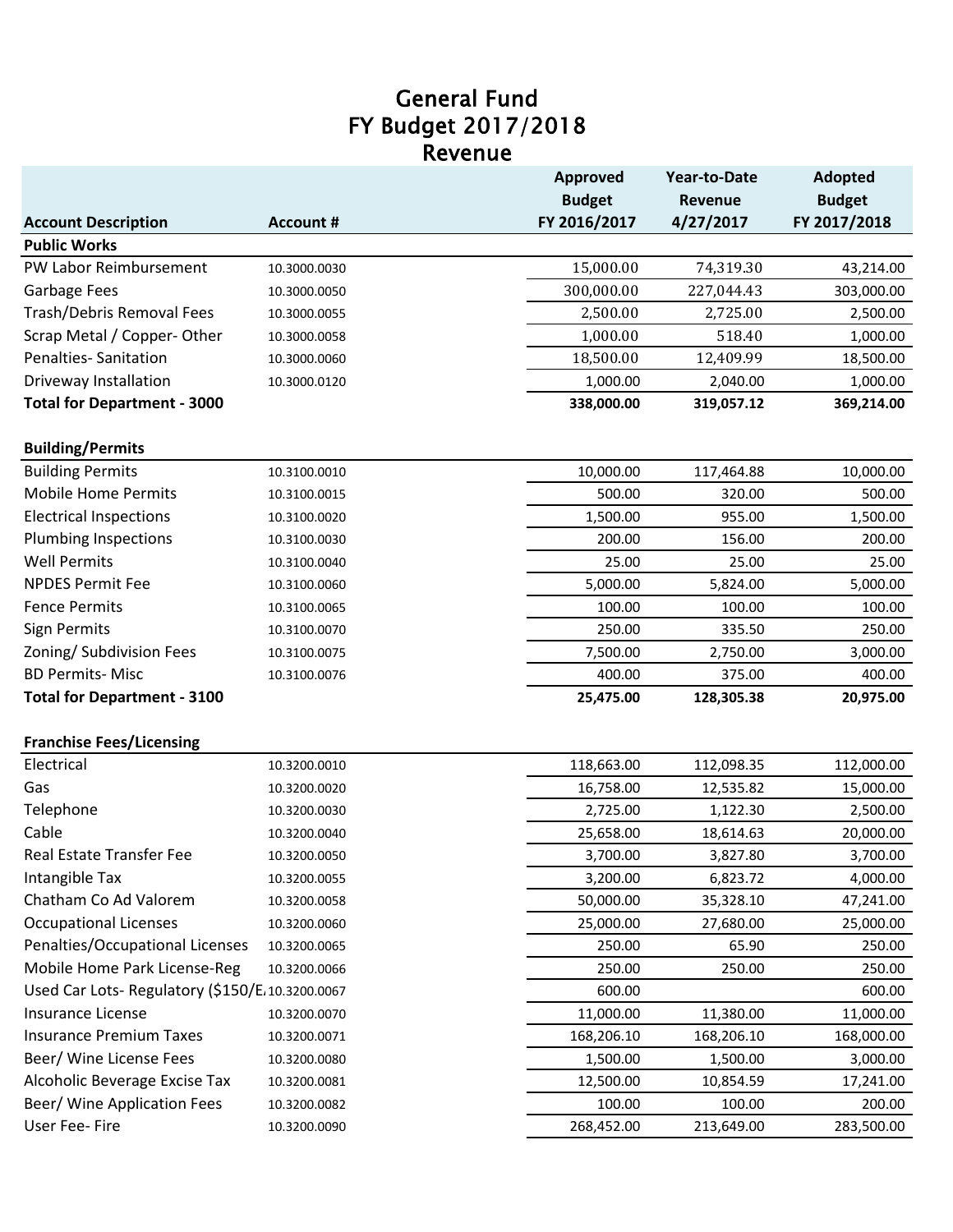# General Fund
## FY Budget 2017/2018
## Revenue

| Account Description | Account # | Approved Budget FY 2016/2017 | Year-to-Date Revenue 4/27/2017 | Adopted Budget FY 2017/2018 |
|---|---|---|---|---|
| **Public Works** | | | | |
| PW Labor Reimbursement | 10.3000.0030 | 15,000.00 | 74,319.30 | 43,214.00 |
| Garbage Fees | 10.3000.0050 | 300,000.00 | 227,044.43 | 303,000.00 |
| Trash/Debris Removal Fees | 10.3000.0055 | 2,500.00 | 2,725.00 | 2,500.00 |
| Scrap Metal / Copper- Other | 10.3000.0058 | 1,000.00 | 518.40 | 1,000.00 |
| Penalties- Sanitation | 10.3000.0060 | 18,500.00 | 12,409.99 | 18,500.00 |
| Driveway Installation | 10.3000.0120 | 1,000.00 | 2,040.00 | 1,000.00 |
| **Total for Department - 3000** | | **338,000.00** | **319,057.12** | **369,214.00** |
| | | | | |
| **Building/Permits** | | | | |
| Building Permits | 10.3100.0010 | 10,000.00 | 117,464.88 | 10,000.00 |
| Mobile Home Permits | 10.3100.0015 | 500.00 | 320.00 | 500.00 |
| Electrical Inspections | 10.3100.0020 | 1,500.00 | 955.00 | 1,500.00 |
| Plumbing Inspections | 10.3100.0030 | 200.00 | 156.00 | 200.00 |
| Well Permits | 10.3100.0040 | 25.00 | 25.00 | 25.00 |
| NPDES Permit Fee | 10.3100.0060 | 5,000.00 | 5,824.00 | 5,000.00 |
| Fence Permits | 10.3100.0065 | 100.00 | 100.00 | 100.00 |
| Sign Permits | 10.3100.0070 | 250.00 | 335.50 | 250.00 |
| Zoning/ Subdivision Fees | 10.3100.0075 | 7,500.00 | 2,750.00 | 3,000.00 |
| BD Permits- Misc | 10.3100.0076 | 400.00 | 375.00 | 400.00 |
| **Total for Department - 3100** | | **25,475.00** | **128,305.38** | **20,975.00** |
| | | | | |
| **Franchise Fees/Licensing** | | | | |
| Electrical | 10.3200.0010 | 118,663.00 | 112,098.35 | 112,000.00 |
| Gas | 10.3200.0020 | 16,758.00 | 12,535.82 | 15,000.00 |
| Telephone | 10.3200.0030 | 2,725.00 | 1,122.30 | 2,500.00 |
| Cable | 10.3200.0040 | 25,658.00 | 18,614.63 | 20,000.00 |
| Real Estate Transfer Fee | 10.3200.0050 | 3,700.00 | 3,827.80 | 3,700.00 |
| Intangible Tax | 10.3200.0055 | 3,200.00 | 6,823.72 | 4,000.00 |
| Chatham Co Ad Valorem | 10.3200.0058 | 50,000.00 | 35,328.10 | 47,241.00 |
| Occupational Licenses | 10.3200.0060 | 25,000.00 | 27,680.00 | 25,000.00 |
| Penalties/Occupational Licenses | 10.3200.0065 | 250.00 | 65.90 | 250.00 |
| Mobile Home Park License-Reg | 10.3200.0066 | 250.00 | 250.00 | 250.00 |
| Used Car Lots- Regulatory ($150/E | 10.3200.0067 | 600.00 | | 600.00 |
| Insurance License | 10.3200.0070 | 11,000.00 | 11,380.00 | 11,000.00 |
| Insurance Premium Taxes | 10.3200.0071 | 168,206.10 | 168,206.10 | 168,000.00 |
| Beer/ Wine License Fees | 10.3200.0080 | 1,500.00 | 1,500.00 | 3,000.00 |
| Alcoholic Beverage Excise Tax | 10.3200.0081 | 12,500.00 | 10,854.59 | 17,241.00 |
| Beer/ Wine Application Fees | 10.3200.0082 | 100.00 | 100.00 | 200.00 |
| User Fee- Fire | 10.3200.0090 | 268,452.00 | 213,649.00 | 283,500.00 |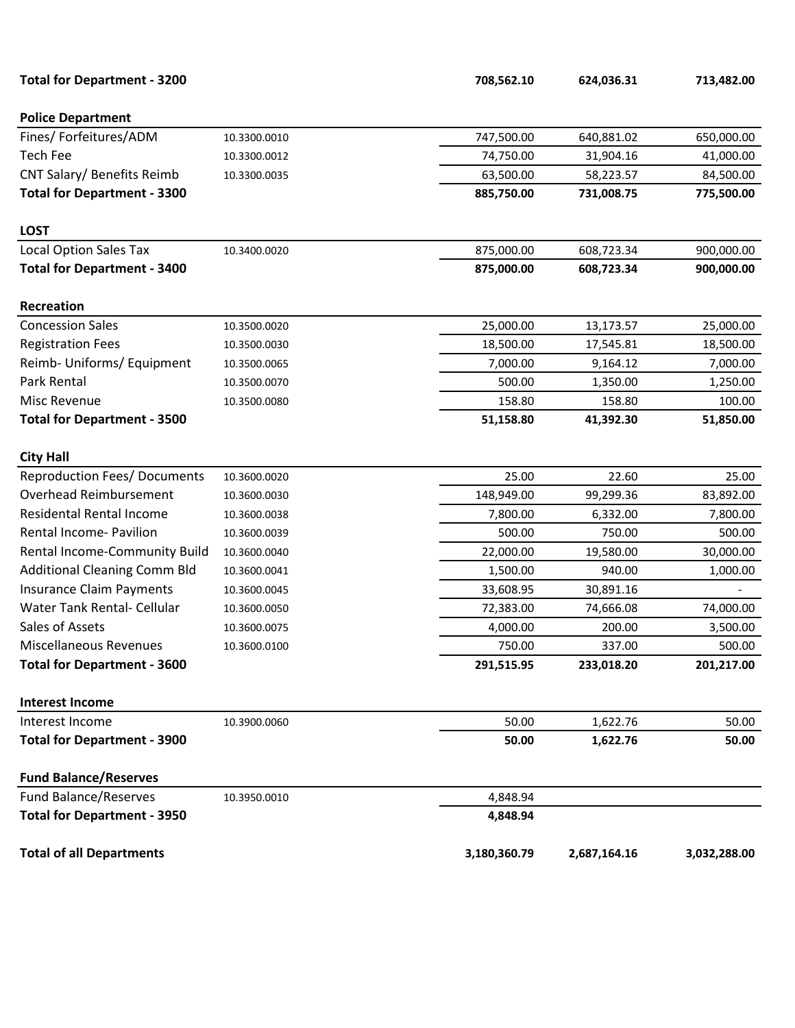| | | | | |
|---|---|---|---|---|
| **Total for Department - 3200** | | **708,562.10** | **624,036.31** | **713,482.00** |
| | | | | |
| **Police Department** | | | | |
| Fines/ Forfeitures/ADM | 10.3300.0010 | 747,500.00 | 640,881.02 | 650,000.00 |
| Tech Fee | 10.3300.0012 | 74,750.00 | 31,904.16 | 41,000.00 |
| CNT Salary/ Benefits Reimb | 10.3300.0035 | 63,500.00 | 58,223.57 | 84,500.00 |
| **Total for Department - 3300** | | **885,750.00** | **731,008.75** | **775,500.00** |
| | | | | |
| **LOST** | | | | |
| Local Option Sales Tax | 10.3400.0020 | 875,000.00 | 608,723.34 | 900,000.00 |
| **Total for Department - 3400** | | **875,000.00** | **608,723.34** | **900,000.00** |
| | | | | |
| **Recreation** | | | | |
| Concession Sales | 10.3500.0020 | 25,000.00 | 13,173.57 | 25,000.00 |
| Registration Fees | 10.3500.0030 | 18,500.00 | 17,545.81 | 18,500.00 |
| Reimb- Uniforms/ Equipment | 10.3500.0065 | 7,000.00 | 9,164.12 | 7,000.00 |
| Park Rental | 10.3500.0070 | 500.00 | 1,350.00 | 1,250.00 |
| Misc Revenue | 10.3500.0080 | 158.80 | 158.80 | 100.00 |
| **Total for Department - 3500** | | **51,158.80** | **41,392.30** | **51,850.00** |
| | | | | |
| **City Hall** | | | | |
| Reproduction Fees/ Documents | 10.3600.0020 | 25.00 | 22.60 | 25.00 |
| Overhead Reimbursement | 10.3600.0030 | 148,949.00 | 99,299.36 | 83,892.00 |
| Residental Rental Income | 10.3600.0038 | 7,800.00 | 6,332.00 | 7,800.00 |
| Rental Income- Pavilion | 10.3600.0039 | 500.00 | 750.00 | 500.00 |
| Rental Income-Community Build | 10.3600.0040 | 22,000.00 | 19,580.00 | 30,000.00 |
| Additional Cleaning Comm Bld | 10.3600.0041 | 1,500.00 | 940.00 | 1,000.00 |
| Insurance Claim Payments | 10.3600.0045 | 33,608.95 | 30,891.16 | - |
| Water Tank Rental- Cellular | 10.3600.0050 | 72,383.00 | 74,666.08 | 74,000.00 |
| Sales of Assets | 10.3600.0075 | 4,000.00 | 200.00 | 3,500.00 |
| Miscellaneous Revenues | 10.3600.0100 | 750.00 | 337.00 | 500.00 |
| **Total for Department - 3600** | | **291,515.95** | **233,018.20** | **201,217.00** |
| | | | | |
| **Interest Income** | | | | |
| Interest Income | 10.3900.0060 | 50.00 | 1,622.76 | 50.00 |
| **Total for Department - 3900** | | **50.00** | **1,622.76** | **50.00** |
| | | | | |
| **Fund Balance/Reserves** | | | | |
| Fund Balance/Reserves | 10.3950.0010 | 4,848.94 | | |
| **Total for Department - 3950** | | **4,848.94** | | |
| | | | | |
| **Total of all Departments** | | **3,180,360.79** | **2,687,164.16** | **3,032,288.00** |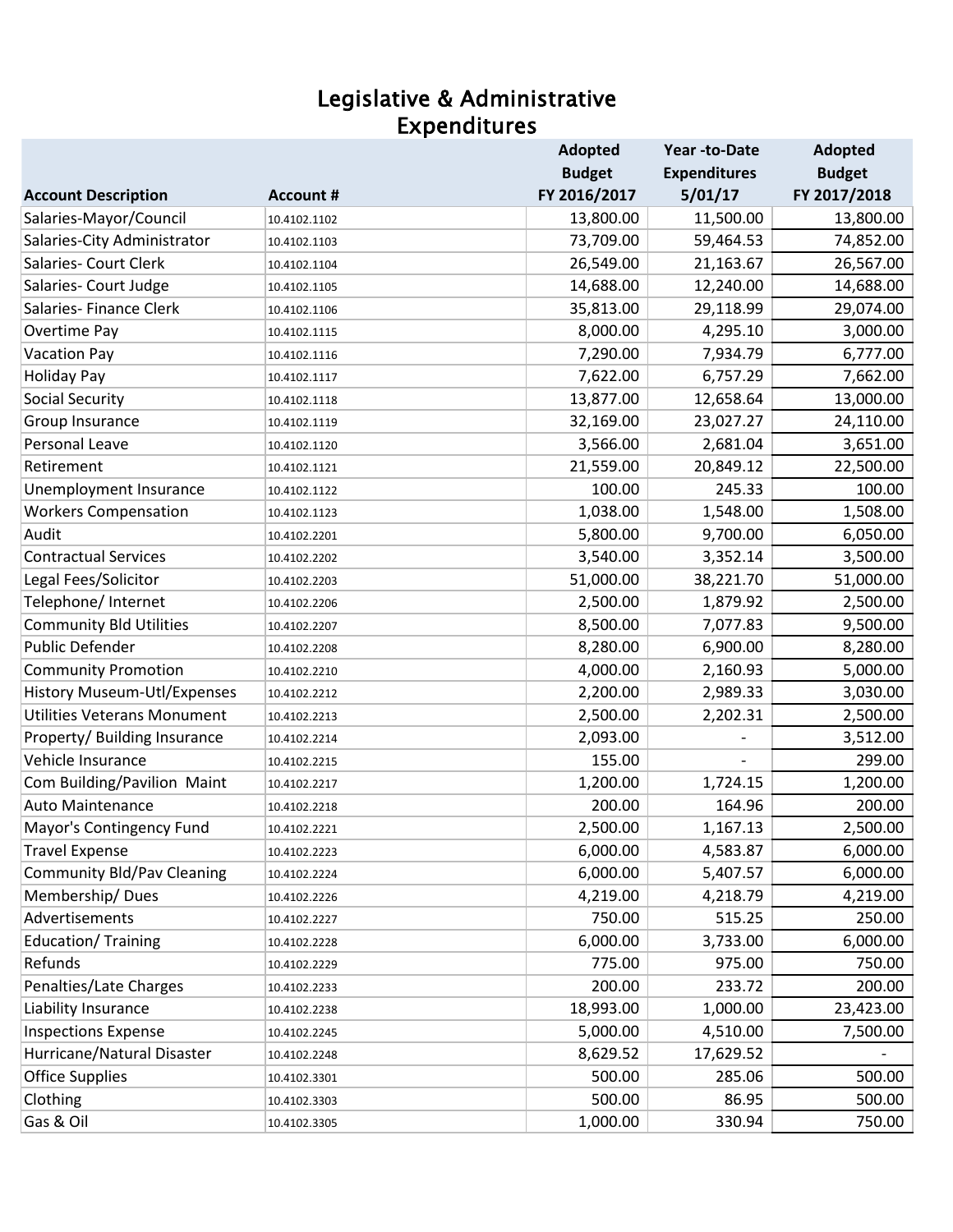# Legislative & Administrative Expenditures

| Account Description | Account # | Adopted Budget FY 2016/2017 | Year -to-Date Expenditures 5/01/17 | Adopted Budget FY 2017/2018 |
|---|---|---|---|---|
| Salaries-Mayor/Council | 10.4102.1102 | 13,800.00 | 11,500.00 | 13,800.00 |
| Salaries-City Administrator | 10.4102.1103 | 73,709.00 | 59,464.53 | 74,852.00 |
| Salaries- Court Clerk | 10.4102.1104 | 26,549.00 | 21,163.67 | 26,567.00 |
| Salaries- Court Judge | 10.4102.1105 | 14,688.00 | 12,240.00 | 14,688.00 |
| Salaries- Finance Clerk | 10.4102.1106 | 35,813.00 | 29,118.99 | 29,074.00 |
| Overtime Pay | 10.4102.1115 | 8,000.00 | 4,295.10 | 3,000.00 |
| Vacation Pay | 10.4102.1116 | 7,290.00 | 7,934.79 | 6,777.00 |
| Holiday Pay | 10.4102.1117 | 7,622.00 | 6,757.29 | 7,662.00 |
| Social Security | 10.4102.1118 | 13,877.00 | 12,658.64 | 13,000.00 |
| Group Insurance | 10.4102.1119 | 32,169.00 | 23,027.27 | 24,110.00 |
| Personal Leave | 10.4102.1120 | 3,566.00 | 2,681.04 | 3,651.00 |
| Retirement | 10.4102.1121 | 21,559.00 | 20,849.12 | 22,500.00 |
| Unemployment Insurance | 10.4102.1122 | 100.00 | 245.33 | 100.00 |
| Workers Compensation | 10.4102.1123 | 1,038.00 | 1,548.00 | 1,508.00 |
| Audit | 10.4102.2201 | 5,800.00 | 9,700.00 | 6,050.00 |
| Contractual Services | 10.4102.2202 | 3,540.00 | 3,352.14 | 3,500.00 |
| Legal Fees/Solicitor | 10.4102.2203 | 51,000.00 | 38,221.70 | 51,000.00 |
| Telephone/ Internet | 10.4102.2206 | 2,500.00 | 1,879.92 | 2,500.00 |
| Community Bld Utilities | 10.4102.2207 | 8,500.00 | 7,077.83 | 9,500.00 |
| Public Defender | 10.4102.2208 | 8,280.00 | 6,900.00 | 8,280.00 |
| Community Promotion | 10.4102.2210 | 4,000.00 | 2,160.93 | 5,000.00 |
| History Museum-Utl/Expenses | 10.4102.2212 | 2,200.00 | 2,989.33 | 3,030.00 |
| Utilities Veterans Monument | 10.4102.2213 | 2,500.00 | 2,202.31 | 2,500.00 |
| Property/ Building Insurance | 10.4102.2214 | 2,093.00 | - | 3,512.00 |
| Vehicle Insurance | 10.4102.2215 | 155.00 | - | 299.00 |
| Com Building/Pavilion Maint | 10.4102.2217 | 1,200.00 | 1,724.15 | 1,200.00 |
| Auto Maintenance | 10.4102.2218 | 200.00 | 164.96 | 200.00 |
| Mayor's Contingency Fund | 10.4102.2221 | 2,500.00 | 1,167.13 | 2,500.00 |
| Travel Expense | 10.4102.2223 | 6,000.00 | 4,583.87 | 6,000.00 |
| Community Bld/Pav Cleaning | 10.4102.2224 | 6,000.00 | 5,407.57 | 6,000.00 |
| Membership/ Dues | 10.4102.2226 | 4,219.00 | 4,218.79 | 4,219.00 |
| Advertisements | 10.4102.2227 | 750.00 | 515.25 | 250.00 |
| Education/ Training | 10.4102.2228 | 6,000.00 | 3,733.00 | 6,000.00 |
| Refunds | 10.4102.2229 | 775.00 | 975.00 | 750.00 |
| Penalties/Late Charges | 10.4102.2233 | 200.00 | 233.72 | 200.00 |
| Liability Insurance | 10.4102.2238 | 18,993.00 | 1,000.00 | 23,423.00 |
| Inspections Expense | 10.4102.2245 | 5,000.00 | 4,510.00 | 7,500.00 |
| Hurricane/Natural Disaster | 10.4102.2248 | 8,629.52 | 17,629.52 | - |
| Office Supplies | 10.4102.3301 | 500.00 | 285.06 | 500.00 |
| Clothing | 10.4102.3303 | 500.00 | 86.95 | 500.00 |
| Gas & Oil | 10.4102.3305 | 1,000.00 | 330.94 | 750.00 |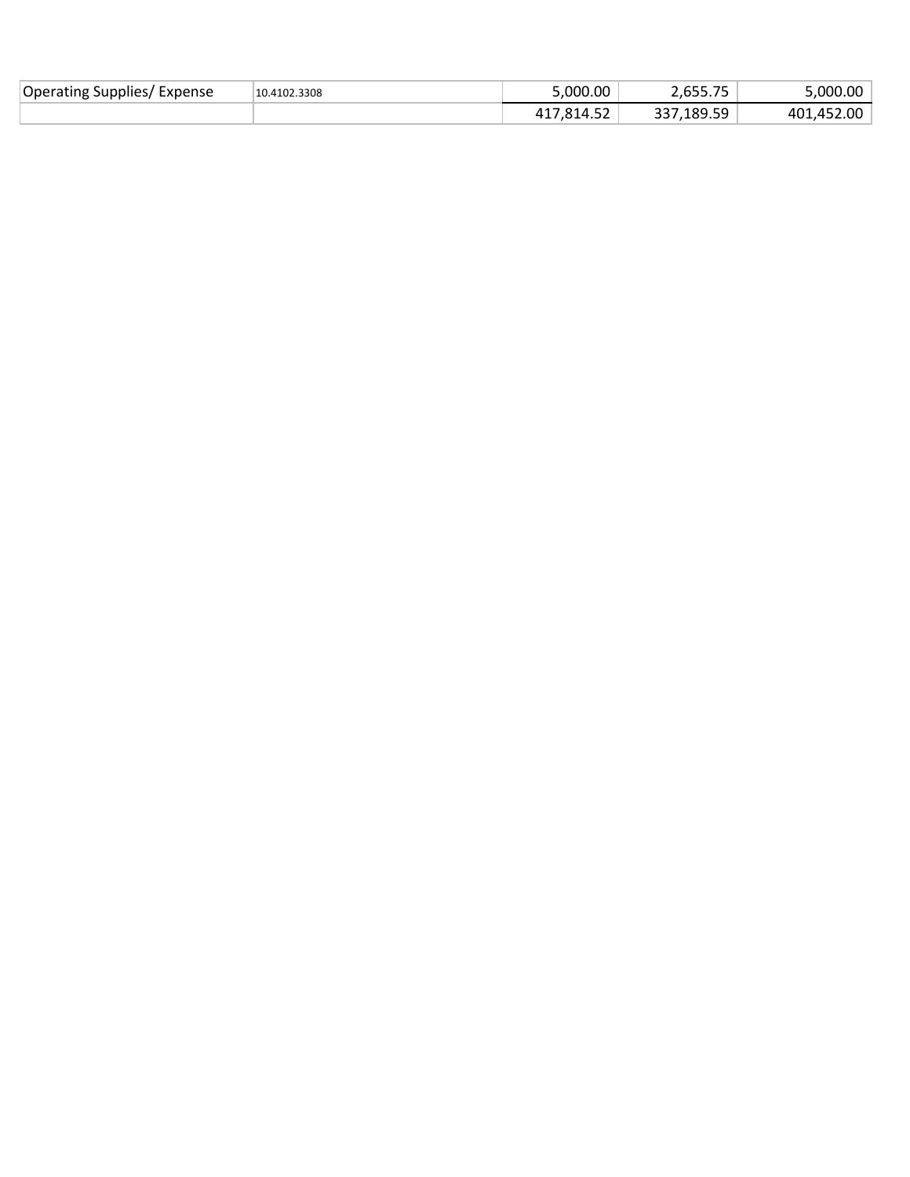| | | | | |
|---|---|---|---|---|
| Operating Supplies/ Expense | 10.4102.3308 | 5,000.00 | 2,655.75 | 5,000.00 |
| | | 417,814.52 | 337,189.59 | 401,452.00 |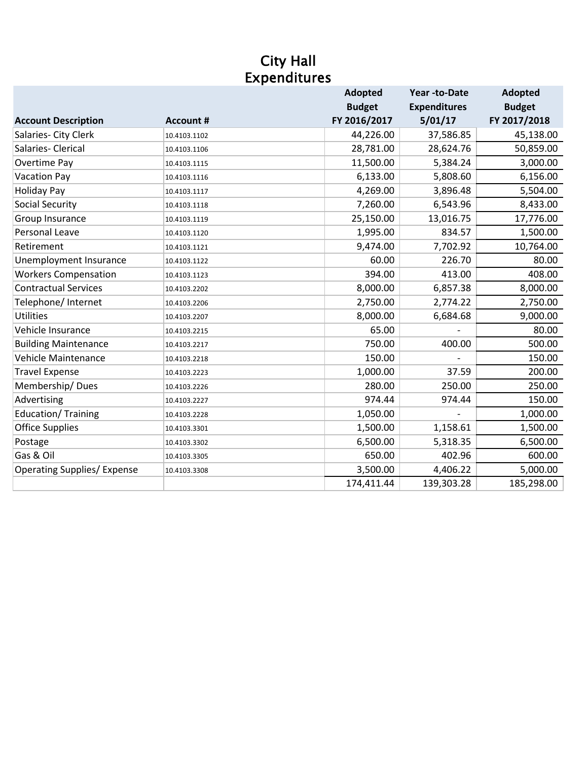# City Hall
## Expenditures

| Account Description | Account # | Adopted Budget FY 2016/2017 | Year -to-Date Expenditures 5/01/17 | Adopted Budget FY 2017/2018 |
|---|---|---|---|---|
| Salaries- City Clerk | 10.4103.1102 | 44,226.00 | 37,586.85 | 45,138.00 |
| Salaries- Clerical | 10.4103.1106 | 28,781.00 | 28,624.76 | 50,859.00 |
| Overtime Pay | 10.4103.1115 | 11,500.00 | 5,384.24 | 3,000.00 |
| Vacation Pay | 10.4103.1116 | 6,133.00 | 5,808.60 | 6,156.00 |
| Holiday Pay | 10.4103.1117 | 4,269.00 | 3,896.48 | 5,504.00 |
| Social Security | 10.4103.1118 | 7,260.00 | 6,543.96 | 8,433.00 |
| Group Insurance | 10.4103.1119 | 25,150.00 | 13,016.75 | 17,776.00 |
| Personal Leave | 10.4103.1120 | 1,995.00 | 834.57 | 1,500.00 |
| Retirement | 10.4103.1121 | 9,474.00 | 7,702.92 | 10,764.00 |
| Unemployment Insurance | 10.4103.1122 | 60.00 | 226.70 | 80.00 |
| Workers Compensation | 10.4103.1123 | 394.00 | 413.00 | 408.00 |
| Contractual Services | 10.4103.2202 | 8,000.00 | 6,857.38 | 8,000.00 |
| Telephone/ Internet | 10.4103.2206 | 2,750.00 | 2,774.22 | 2,750.00 |
| Utilities | 10.4103.2207 | 8,000.00 | 6,684.68 | 9,000.00 |
| Vehicle Insurance | 10.4103.2215 | 65.00 | - | 80.00 |
| Building Maintenance | 10.4103.2217 | 750.00 | 400.00 | 500.00 |
| Vehicle Maintenance | 10.4103.2218 | 150.00 | - | 150.00 |
| Travel Expense | 10.4103.2223 | 1,000.00 | 37.59 | 200.00 |
| Membership/ Dues | 10.4103.2226 | 280.00 | 250.00 | 250.00 |
| Advertising | 10.4103.2227 | 974.44 | 974.44 | 150.00 |
| Education/ Training | 10.4103.2228 | 1,050.00 | - | 1,000.00 |
| Office Supplies | 10.4103.3301 | 1,500.00 | 1,158.61 | 1,500.00 |
| Postage | 10.4103.3302 | 6,500.00 | 5,318.35 | 6,500.00 |
| Gas & Oil | 10.4103.3305 | 650.00 | 402.96 | 600.00 |
| Operating Supplies/ Expense | 10.4103.3308 | 3,500.00 | 4,406.22 | 5,000.00 |
| | | 174,411.44 | 139,303.28 | 185,298.00 |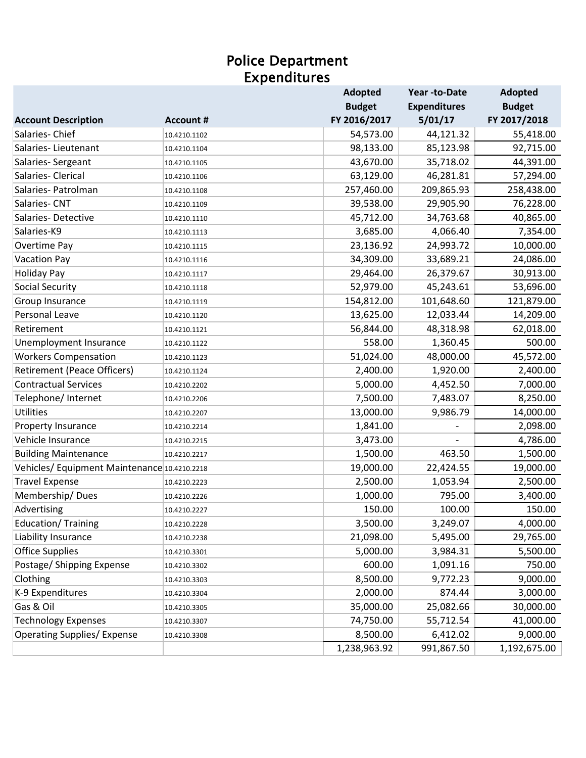# Police Department Expenditures

| Account Description | Account # | Adopted Budget FY 2016/2017 | Year -to-Date Expenditures 5/01/17 | Adopted Budget FY 2017/2018 |
|---|---|---|---|---|
| Salaries- Chief | 10.4210.1102 | 54,573.00 | 44,121.32 | 55,418.00 |
| Salaries- Lieutenant | 10.4210.1104 | 98,133.00 | 85,123.98 | 92,715.00 |
| Salaries- Sergeant | 10.4210.1105 | 43,670.00 | 35,718.02 | 44,391.00 |
| Salaries- Clerical | 10.4210.1106 | 63,129.00 | 46,281.81 | 57,294.00 |
| Salaries- Patrolman | 10.4210.1108 | 257,460.00 | 209,865.93 | 258,438.00 |
| Salaries- CNT | 10.4210.1109 | 39,538.00 | 29,905.90 | 76,228.00 |
| Salaries- Detective | 10.4210.1110 | 45,712.00 | 34,763.68 | 40,865.00 |
| Salaries-K9 | 10.4210.1113 | 3,685.00 | 4,066.40 | 7,354.00 |
| Overtime Pay | 10.4210.1115 | 23,136.92 | 24,993.72 | 10,000.00 |
| Vacation Pay | 10.4210.1116 | 34,309.00 | 33,689.21 | 24,086.00 |
| Holiday Pay | 10.4210.1117 | 29,464.00 | 26,379.67 | 30,913.00 |
| Social Security | 10.4210.1118 | 52,979.00 | 45,243.61 | 53,696.00 |
| Group Insurance | 10.4210.1119 | 154,812.00 | 101,648.60 | 121,879.00 |
| Personal Leave | 10.4210.1120 | 13,625.00 | 12,033.44 | 14,209.00 |
| Retirement | 10.4210.1121 | 56,844.00 | 48,318.98 | 62,018.00 |
| Unemployment Insurance | 10.4210.1122 | 558.00 | 1,360.45 | 500.00 |
| Workers Compensation | 10.4210.1123 | 51,024.00 | 48,000.00 | 45,572.00 |
| Retirement (Peace Officers) | 10.4210.1124 | 2,400.00 | 1,920.00 | 2,400.00 |
| Contractual Services | 10.4210.2202 | 5,000.00 | 4,452.50 | 7,000.00 |
| Telephone/ Internet | 10.4210.2206 | 7,500.00 | 7,483.07 | 8,250.00 |
| Utilities | 10.4210.2207 | 13,000.00 | 9,986.79 | 14,000.00 |
| Property Insurance | 10.4210.2214 | 1,841.00 | - | 2,098.00 |
| Vehicle Insurance | 10.4210.2215 | 3,473.00 | - | 4,786.00 |
| Building Maintenance | 10.4210.2217 | 1,500.00 | 463.50 | 1,500.00 |
| Vehicles/ Equipment Maintenance | 10.4210.2218 | 19,000.00 | 22,424.55 | 19,000.00 |
| Travel Expense | 10.4210.2223 | 2,500.00 | 1,053.94 | 2,500.00 |
| Membership/ Dues | 10.4210.2226 | 1,000.00 | 795.00 | 3,400.00 |
| Advertising | 10.4210.2227 | 150.00 | 100.00 | 150.00 |
| Education/ Training | 10.4210.2228 | 3,500.00 | 3,249.07 | 4,000.00 |
| Liability Insurance | 10.4210.2238 | 21,098.00 | 5,495.00 | 29,765.00 |
| Office Supplies | 10.4210.3301 | 5,000.00 | 3,984.31 | 5,500.00 |
| Postage/ Shipping Expense | 10.4210.3302 | 600.00 | 1,091.16 | 750.00 |
| Clothing | 10.4210.3303 | 8,500.00 | 9,772.23 | 9,000.00 |
| K-9 Expenditures | 10.4210.3304 | 2,000.00 | 874.44 | 3,000.00 |
| Gas & Oil | 10.4210.3305 | 35,000.00 | 25,082.66 | 30,000.00 |
| Technology Expenses | 10.4210.3307 | 74,750.00 | 55,712.54 | 41,000.00 |
| Operating Supplies/ Expense | 10.4210.3308 | 8,500.00 | 6,412.02 | 9,000.00 |
| | | 1,238,963.92 | 991,867.50 | 1,192,675.00 |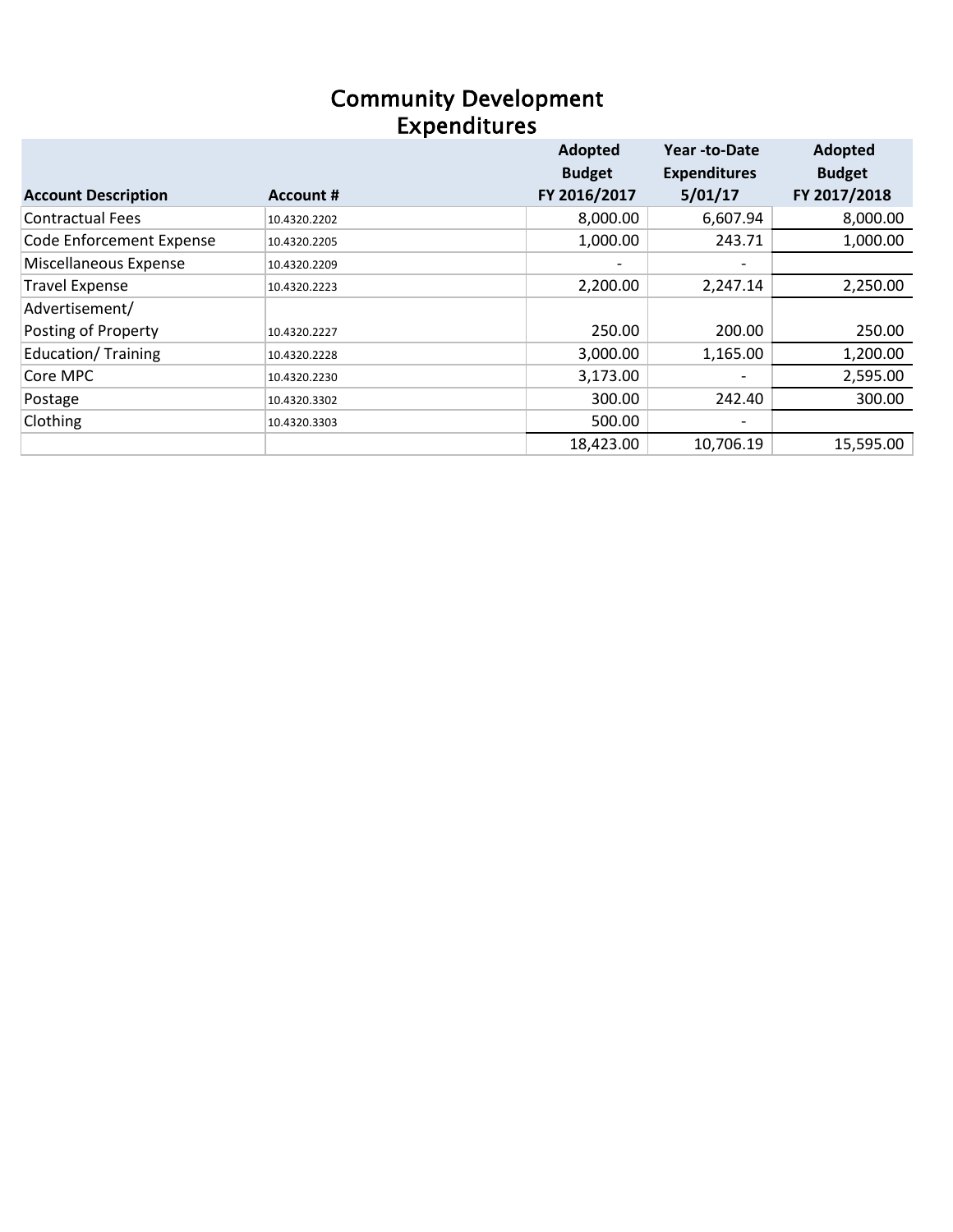# Community Development
## Expenditures

| Account Description | Account # | Adopted Budget FY 2016/2017 | Year -to-Date Expenditures 5/01/17 | Adopted Budget FY 2017/2018 |
|---|---|---|---|---|
| Contractual Fees | 10.4320.2202 | 8,000.00 | 6,607.94 | 8,000.00 |
| Code Enforcement Expense | 10.4320.2205 | 1,000.00 | 243.71 | 1,000.00 |
| Miscellaneous Expense | 10.4320.2209 | - | - | |
| Travel Expense | 10.4320.2223 | 2,200.00 | 2,247.14 | 2,250.00 |
| Advertisement/ Posting of Property | 10.4320.2227 | 250.00 | 200.00 | 250.00 |
| Education/ Training | 10.4320.2228 | 3,000.00 | 1,165.00 | 1,200.00 |
| Core MPC | 10.4320.2230 | 3,173.00 | - | 2,595.00 |
| Postage | 10.4320.3302 | 300.00 | 242.40 | 300.00 |
| Clothing | 10.4320.3303 | 500.00 | - | |
| | | 18,423.00 | 10,706.19 | 15,595.00 |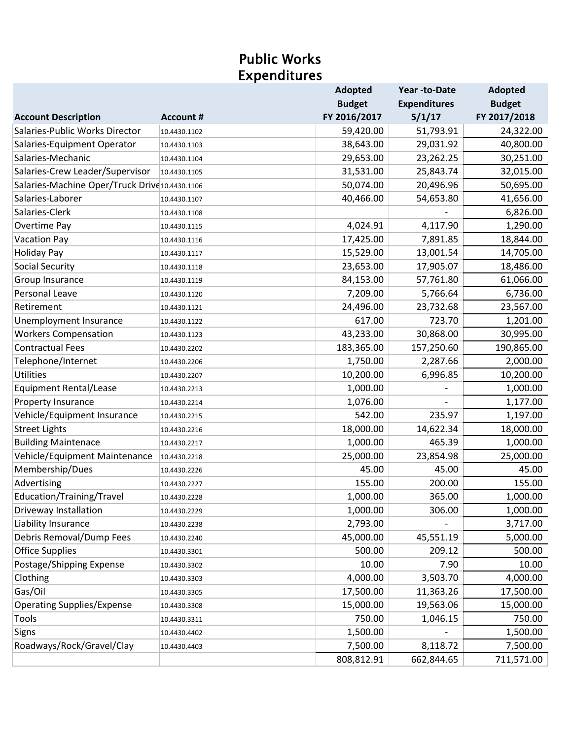# Public Works
## Expenditures

| Account Description | Account # | Adopted Budget FY 2016/2017 | Year -to-Date Expenditures 5/1/17 | Adopted Budget FY 2017/2018 |
|---|---|---|---|---|
| Salaries-Public Works Director | 10.4430.1102 | 59,420.00 | 51,793.91 | 24,322.00 |
| Salaries-Equipment Operator | 10.4430.1103 | 38,643.00 | 29,031.92 | 40,800.00 |
| Salaries-Mechanic | 10.4430.1104 | 29,653.00 | 23,262.25 | 30,251.00 |
| Salaries-Crew Leader/Supervisor | 10.4430.1105 | 31,531.00 | 25,843.74 | 32,015.00 |
| Salaries-Machine Oper/Truck Drive | 10.4430.1106 | 50,074.00 | 20,496.96 | 50,695.00 |
| Salaries-Laborer | 10.4430.1107 | 40,466.00 | 54,653.80 | 41,656.00 |
| Salaries-Clerk | 10.4430.1108 | | - | 6,826.00 |
| Overtime Pay | 10.4430.1115 | 4,024.91 | 4,117.90 | 1,290.00 |
| Vacation Pay | 10.4430.1116 | 17,425.00 | 7,891.85 | 18,844.00 |
| Holiday Pay | 10.4430.1117 | 15,529.00 | 13,001.54 | 14,705.00 |
| Social Security | 10.4430.1118 | 23,653.00 | 17,905.07 | 18,486.00 |
| Group Insurance | 10.4430.1119 | 84,153.00 | 57,761.80 | 61,066.00 |
| Personal Leave | 10.4430.1120 | 7,209.00 | 5,766.64 | 6,736.00 |
| Retirement | 10.4430.1121 | 24,496.00 | 23,732.68 | 23,567.00 |
| Unemployment Insurance | 10.4430.1122 | 617.00 | 723.70 | 1,201.00 |
| Workers Compensation | 10.4430.1123 | 43,233.00 | 30,868.00 | 30,995.00 |
| Contractual Fees | 10.4430.2202 | 183,365.00 | 157,250.60 | 190,865.00 |
| Telephone/Internet | 10.4430.2206 | 1,750.00 | 2,287.66 | 2,000.00 |
| Utilities | 10.4430.2207 | 10,200.00 | 6,996.85 | 10,200.00 |
| Equipment Rental/Lease | 10.4430.2213 | 1,000.00 | - | 1,000.00 |
| Property Insurance | 10.4430.2214 | 1,076.00 | - | 1,177.00 |
| Vehicle/Equipment Insurance | 10.4430.2215 | 542.00 | 235.97 | 1,197.00 |
| Street Lights | 10.4430.2216 | 18,000.00 | 14,622.34 | 18,000.00 |
| Building Maintenace | 10.4430.2217 | 1,000.00 | 465.39 | 1,000.00 |
| Vehicle/Equipment Maintenance | 10.4430.2218 | 25,000.00 | 23,854.98 | 25,000.00 |
| Membership/Dues | 10.4430.2226 | 45.00 | 45.00 | 45.00 |
| Advertising | 10.4430.2227 | 155.00 | 200.00 | 155.00 |
| Education/Training/Travel | 10.4430.2228 | 1,000.00 | 365.00 | 1,000.00 |
| Driveway Installation | 10.4430.2229 | 1,000.00 | 306.00 | 1,000.00 |
| Liability Insurance | 10.4430.2238 | 2,793.00 | - | 3,717.00 |
| Debris Removal/Dump Fees | 10.4430.2240 | 45,000.00 | 45,551.19 | 5,000.00 |
| Office Supplies | 10.4430.3301 | 500.00 | 209.12 | 500.00 |
| Postage/Shipping Expense | 10.4430.3302 | 10.00 | 7.90 | 10.00 |
| Clothing | 10.4430.3303 | 4,000.00 | 3,503.70 | 4,000.00 |
| Gas/Oil | 10.4430.3305 | 17,500.00 | 11,363.26 | 17,500.00 |
| Operating Supplies/Expense | 10.4430.3308 | 15,000.00 | 19,563.06 | 15,000.00 |
| Tools | 10.4430.3311 | 750.00 | 1,046.15 | 750.00 |
| Signs | 10.4430.4402 | 1,500.00 | - | 1,500.00 |
| Roadways/Rock/Gravel/Clay | 10.4430.4403 | 7,500.00 | 8,118.72 | 7,500.00 |
| | | 808,812.91 | 662,844.65 | 711,571.00 |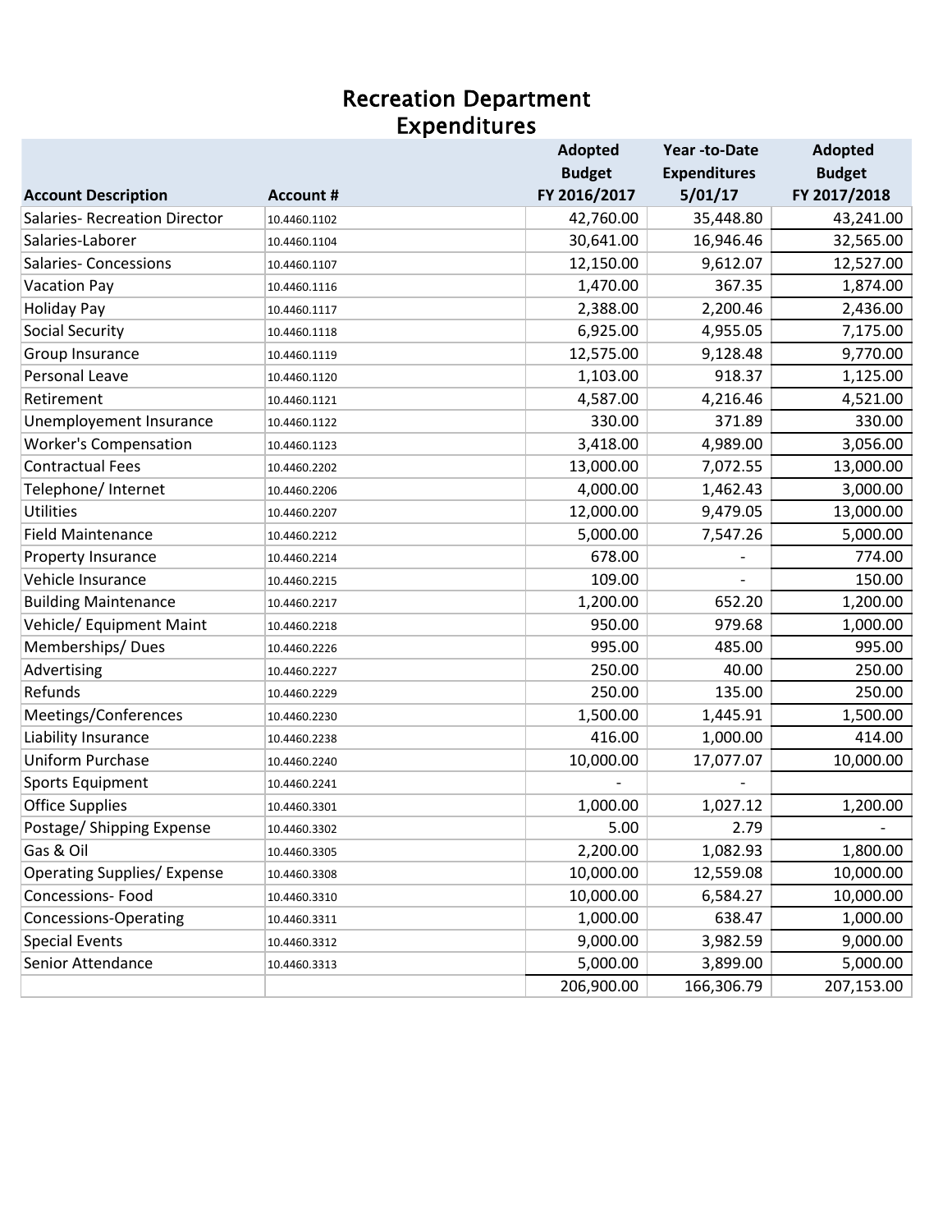# Recreation Department
## Expenditures

| Account Description | Account # | Adopted Budget FY 2016/2017 | Year -to-Date Expenditures 5/01/17 | Adopted Budget FY 2017/2018 |
|---|---|---|---|---|
| Salaries- Recreation Director | 10.4460.1102 | 42,760.00 | 35,448.80 | 43,241.00 |
| Salaries-Laborer | 10.4460.1104 | 30,641.00 | 16,946.46 | 32,565.00 |
| Salaries- Concessions | 10.4460.1107 | 12,150.00 | 9,612.07 | 12,527.00 |
| Vacation Pay | 10.4460.1116 | 1,470.00 | 367.35 | 1,874.00 |
| Holiday Pay | 10.4460.1117 | 2,388.00 | 2,200.46 | 2,436.00 |
| Social Security | 10.4460.1118 | 6,925.00 | 4,955.05 | 7,175.00 |
| Group Insurance | 10.4460.1119 | 12,575.00 | 9,128.48 | 9,770.00 |
| Personal Leave | 10.4460.1120 | 1,103.00 | 918.37 | 1,125.00 |
| Retirement | 10.4460.1121 | 4,587.00 | 4,216.46 | 4,521.00 |
| Unemployement Insurance | 10.4460.1122 | 330.00 | 371.89 | 330.00 |
| Worker's Compensation | 10.4460.1123 | 3,418.00 | 4,989.00 | 3,056.00 |
| Contractual Fees | 10.4460.2202 | 13,000.00 | 7,072.55 | 13,000.00 |
| Telephone/ Internet | 10.4460.2206 | 4,000.00 | 1,462.43 | 3,000.00 |
| Utilities | 10.4460.2207 | 12,000.00 | 9,479.05 | 13,000.00 |
| Field Maintenance | 10.4460.2212 | 5,000.00 | 7,547.26 | 5,000.00 |
| Property Insurance | 10.4460.2214 | 678.00 | - | 774.00 |
| Vehicle Insurance | 10.4460.2215 | 109.00 | - | 150.00 |
| Building Maintenance | 10.4460.2217 | 1,200.00 | 652.20 | 1,200.00 |
| Vehicle/ Equipment Maint | 10.4460.2218 | 950.00 | 979.68 | 1,000.00 |
| Memberships/ Dues | 10.4460.2226 | 995.00 | 485.00 | 995.00 |
| Advertising | 10.4460.2227 | 250.00 | 40.00 | 250.00 |
| Refunds | 10.4460.2229 | 250.00 | 135.00 | 250.00 |
| Meetings/Conferences | 10.4460.2230 | 1,500.00 | 1,445.91 | 1,500.00 |
| Liability Insurance | 10.4460.2238 | 416.00 | 1,000.00 | 414.00 |
| Uniform Purchase | 10.4460.2240 | 10,000.00 | 17,077.07 | 10,000.00 |
| Sports Equipment | 10.4460.2241 | - | - | |
| Office Supplies | 10.4460.3301 | 1,000.00 | 1,027.12 | 1,200.00 |
| Postage/ Shipping Expense | 10.4460.3302 | 5.00 | 2.79 | - |
| Gas & Oil | 10.4460.3305 | 2,200.00 | 1,082.93 | 1,800.00 |
| Operating Supplies/ Expense | 10.4460.3308 | 10,000.00 | 12,559.08 | 10,000.00 |
| Concessions- Food | 10.4460.3310 | 10,000.00 | 6,584.27 | 10,000.00 |
| Concessions-Operating | 10.4460.3311 | 1,000.00 | 638.47 | 1,000.00 |
| Special Events | 10.4460.3312 | 9,000.00 | 3,982.59 | 9,000.00 |
| Senior Attendance | 10.4460.3313 | 5,000.00 | 3,899.00 | 5,000.00 |
| | | 206,900.00 | 166,306.79 | 207,153.00 |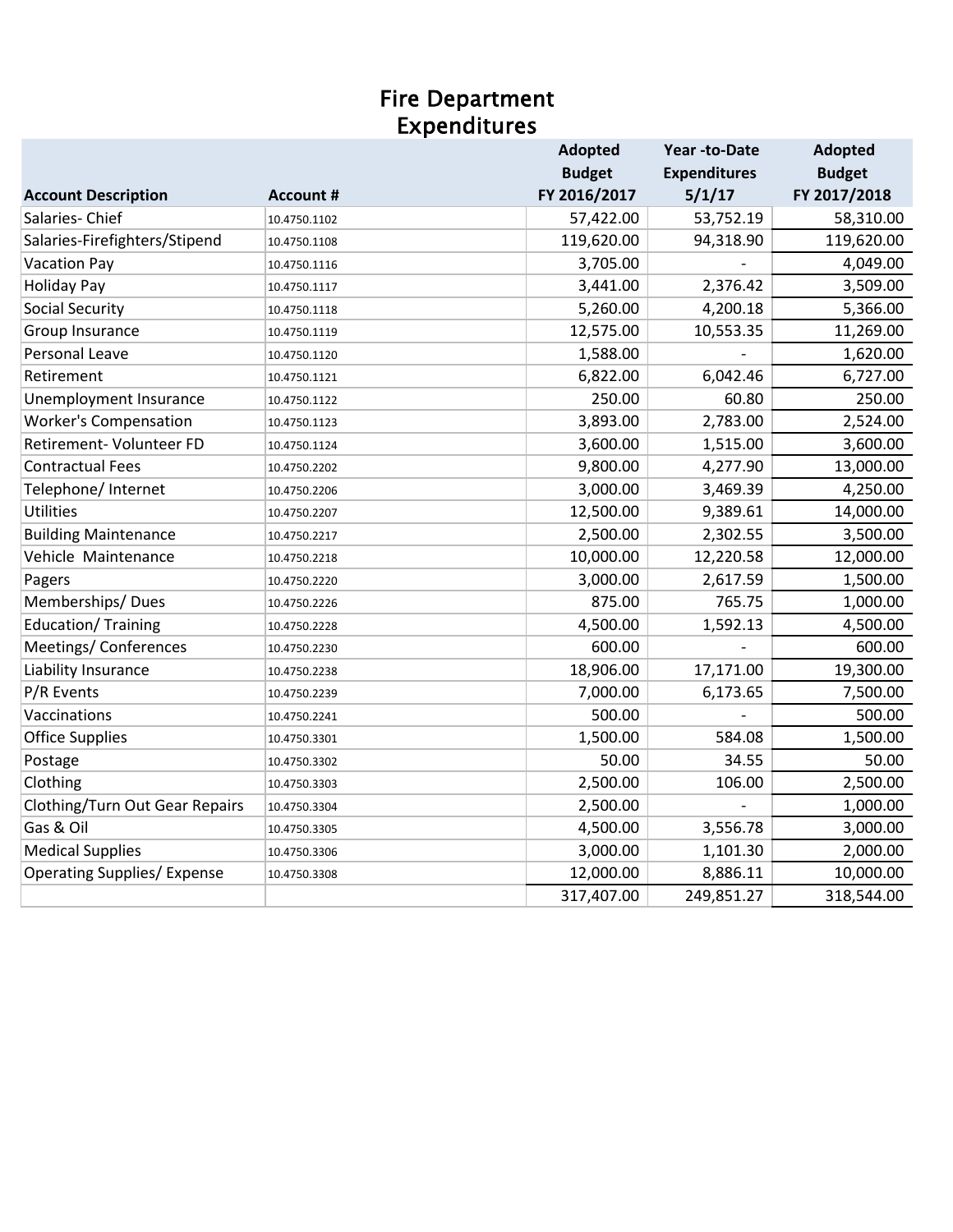# Fire Department
## Expenditures

| Account Description | Account # | Adopted Budget FY 2016/2017 | Year -to-Date Expenditures 5/1/17 | Adopted Budget FY 2017/2018 |
|---|---|---|---|---|
| Salaries- Chief | 10.4750.1102 | 57,422.00 | 53,752.19 | 58,310.00 |
| Salaries-Firefighters/Stipend | 10.4750.1108 | 119,620.00 | 94,318.90 | 119,620.00 |
| Vacation Pay | 10.4750.1116 | 3,705.00 | - | 4,049.00 |
| Holiday Pay | 10.4750.1117 | 3,441.00 | 2,376.42 | 3,509.00 |
| Social Security | 10.4750.1118 | 5,260.00 | 4,200.18 | 5,366.00 |
| Group Insurance | 10.4750.1119 | 12,575.00 | 10,553.35 | 11,269.00 |
| Personal Leave | 10.4750.1120 | 1,588.00 | - | 1,620.00 |
| Retirement | 10.4750.1121 | 6,822.00 | 6,042.46 | 6,727.00 |
| Unemployment Insurance | 10.4750.1122 | 250.00 | 60.80 | 250.00 |
| Worker's Compensation | 10.4750.1123 | 3,893.00 | 2,783.00 | 2,524.00 |
| Retirement- Volunteer FD | 10.4750.1124 | 3,600.00 | 1,515.00 | 3,600.00 |
| Contractual Fees | 10.4750.2202 | 9,800.00 | 4,277.90 | 13,000.00 |
| Telephone/ Internet | 10.4750.2206 | 3,000.00 | 3,469.39 | 4,250.00 |
| Utilities | 10.4750.2207 | 12,500.00 | 9,389.61 | 14,000.00 |
| Building Maintenance | 10.4750.2217 | 2,500.00 | 2,302.55 | 3,500.00 |
| Vehicle Maintenance | 10.4750.2218 | 10,000.00 | 12,220.58 | 12,000.00 |
| Pagers | 10.4750.2220 | 3,000.00 | 2,617.59 | 1,500.00 |
| Memberships/ Dues | 10.4750.2226 | 875.00 | 765.75 | 1,000.00 |
| Education/ Training | 10.4750.2228 | 4,500.00 | 1,592.13 | 4,500.00 |
| Meetings/ Conferences | 10.4750.2230 | 600.00 | - | 600.00 |
| Liability Insurance | 10.4750.2238 | 18,906.00 | 17,171.00 | 19,300.00 |
| P/R Events | 10.4750.2239 | 7,000.00 | 6,173.65 | 7,500.00 |
| Vaccinations | 10.4750.2241 | 500.00 | - | 500.00 |
| Office Supplies | 10.4750.3301 | 1,500.00 | 584.08 | 1,500.00 |
| Postage | 10.4750.3302 | 50.00 | 34.55 | 50.00 |
| Clothing | 10.4750.3303 | 2,500.00 | 106.00 | 2,500.00 |
| Clothing/Turn Out Gear Repairs | 10.4750.3304 | 2,500.00 | - | 1,000.00 |
| Gas & Oil | 10.4750.3305 | 4,500.00 | 3,556.78 | 3,000.00 |
| Medical Supplies | 10.4750.3306 | 3,000.00 | 1,101.30 | 2,000.00 |
| Operating Supplies/ Expense | 10.4750.3308 | 12,000.00 | 8,886.11 | 10,000.00 |
| | | 317,407.00 | 249,851.27 | 318,544.00 |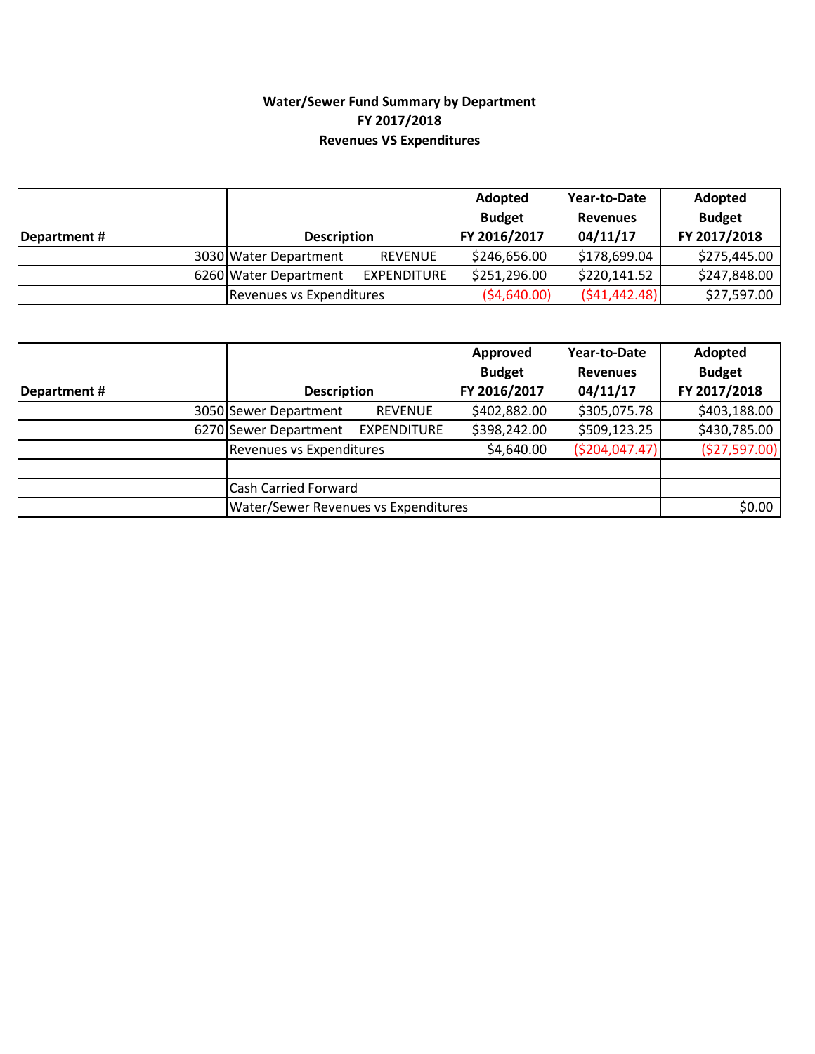**Water/Sewer Fund Summary by Department**
**FY 2017/2018**
**Revenues VS Expenditures**

| Department # | Description | | Adopted Budget FY 2016/2017 | Year-to-Date Revenues 04/11/17 | Adopted Budget FY 2017/2018 |
|---|---|---|---|---|---|
| 3030 | Water Department | REVENUE | $246,656.00 | $178,699.04 | $275,445.00 |
| 6260 | Water Department | EXPENDITURE | $251,296.00 | $220,141.52 | $247,848.00 |
| | Revenues vs Expenditures | | ($4,640.00) | ($41,442.48) | $27,597.00 |

| Department # | Description | | Approved Budget FY 2016/2017 | Year-to-Date Revenues 04/11/17 | Adopted Budget FY 2017/2018 |
|---|---|---|---|---|---|
| 3050 | Sewer Department | REVENUE | $402,882.00 | $305,075.78 | $403,188.00 |
| 6270 | Sewer Department | EXPENDITURE | $398,242.00 | $509,123.25 | $430,785.00 |
| | Revenues vs Expenditures | | $4,640.00 | ($204,047.47) | ($27,597.00) |
| | | | | | |
| | Cash Carried Forward | | | | |
| | Water/Sewer Revenues vs Expenditures | | | | $0.00 |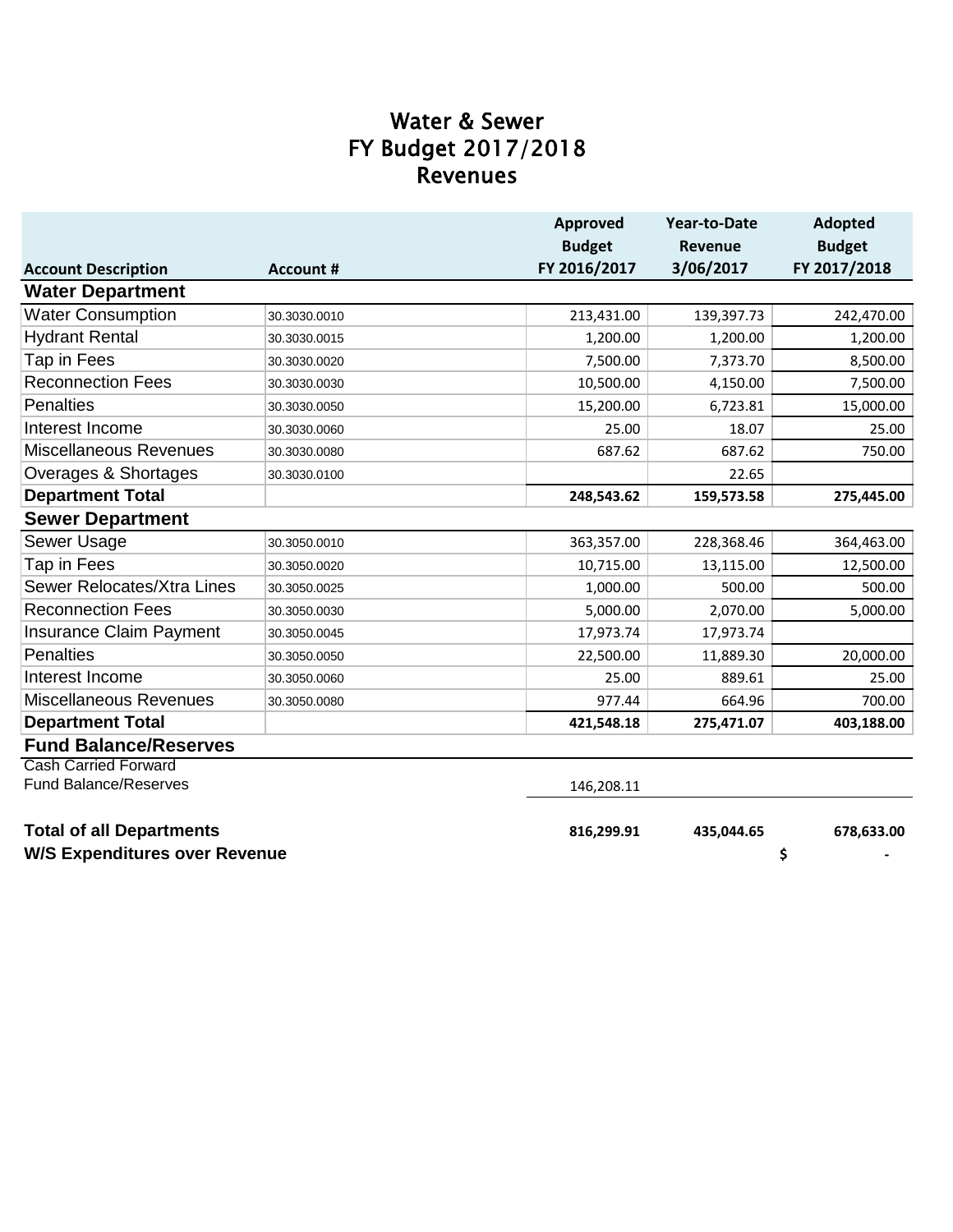# Water & Sewer
# FY Budget 2017/2018
# Revenues

| Account Description | Account # | Approved Budget FY 2016/2017 | Year-to-Date Revenue 3/06/2017 | Adopted Budget FY 2017/2018 |
|---|---|---|---|---|
| **Water Department** | | | | |
| Water Consumption | 30.3030.0010 | 213,431.00 | 139,397.73 | 242,470.00 |
| Hydrant Rental | 30.3030.0015 | 1,200.00 | 1,200.00 | 1,200.00 |
| Tap in Fees | 30.3030.0020 | 7,500.00 | 7,373.70 | 8,500.00 |
| Reconnection Fees | 30.3030.0030 | 10,500.00 | 4,150.00 | 7,500.00 |
| Penalties | 30.3030.0050 | 15,200.00 | 6,723.81 | 15,000.00 |
| Interest Income | 30.3030.0060 | 25.00 | 18.07 | 25.00 |
| Miscellaneous Revenues | 30.3030.0080 | 687.62 | 687.62 | 750.00 |
| Overages & Shortages | 30.3030.0100 | | 22.65 | |
| **Department Total** | | **248,543.62** | **159,573.58** | **275,445.00** |
| **Sewer Department** | | | | |
| Sewer Usage | 30.3050.0010 | 363,357.00 | 228,368.46 | 364,463.00 |
| Tap in Fees | 30.3050.0020 | 10,715.00 | 13,115.00 | 12,500.00 |
| Sewer Relocates/Xtra Lines | 30.3050.0025 | 1,000.00 | 500.00 | 500.00 |
| Reconnection Fees | 30.3050.0030 | 5,000.00 | 2,070.00 | 5,000.00 |
| Insurance Claim Payment | 30.3050.0045 | 17,973.74 | 17,973.74 | |
| Penalties | 30.3050.0050 | 22,500.00 | 11,889.30 | 20,000.00 |
| Interest Income | 30.3050.0060 | 25.00 | 889.61 | 25.00 |
| Miscellaneous Revenues | 30.3050.0080 | 977.44 | 664.96 | 700.00 |
| **Department Total** | | **421,548.18** | **275,471.07** | **403,188.00** |
| **Fund Balance/Reserves** | | | | |
| Cash Carried Forward Fund Balance/Reserves | | 146,208.11 | | |
| **Total of all Departments** | | **816,299.91** | **435,044.65** | **678,633.00** |
| **W/S Expenditures over Revenue** | | | | **$ -** |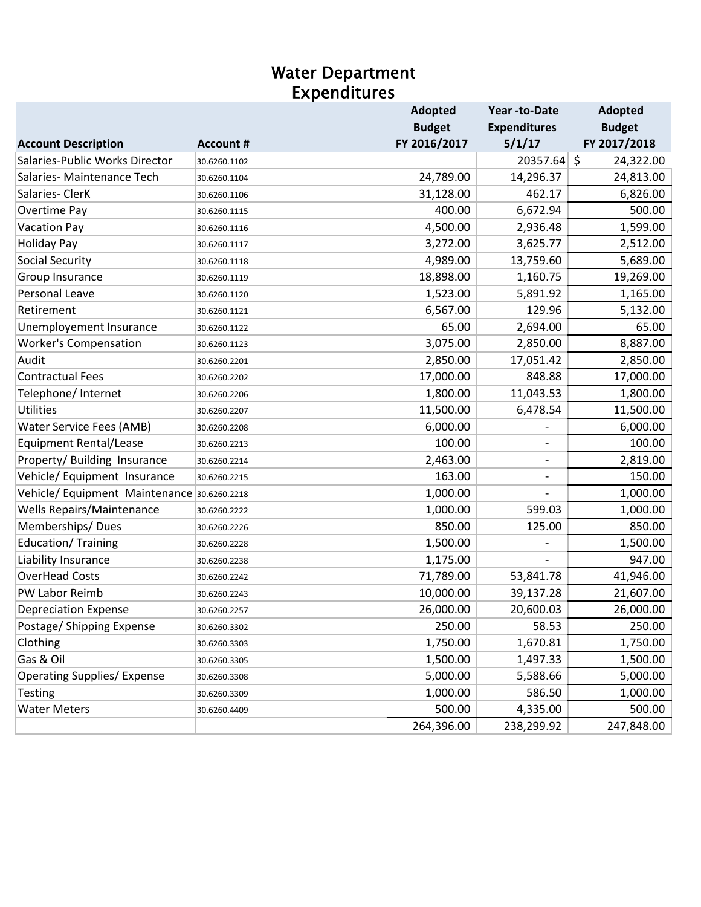# Water Department
## Expenditures

| Account Description | Account # | Adopted Budget FY 2016/2017 | Year -to-Date Expenditures 5/1/17 | Adopted Budget FY 2017/2018 |
|---|---|---|---|---|
| Salaries-Public Works Director | 30.6260.1102 | | 20357.64 | $ 24,322.00 |
| Salaries- Maintenance Tech | 30.6260.1104 | 24,789.00 | 14,296.37 | 24,813.00 |
| Salaries- ClerK | 30.6260.1106 | 31,128.00 | 462.17 | 6,826.00 |
| Overtime Pay | 30.6260.1115 | 400.00 | 6,672.94 | 500.00 |
| Vacation Pay | 30.6260.1116 | 4,500.00 | 2,936.48 | 1,599.00 |
| Holiday Pay | 30.6260.1117 | 3,272.00 | 3,625.77 | 2,512.00 |
| Social Security | 30.6260.1118 | 4,989.00 | 13,759.60 | 5,689.00 |
| Group Insurance | 30.6260.1119 | 18,898.00 | 1,160.75 | 19,269.00 |
| Personal Leave | 30.6260.1120 | 1,523.00 | 5,891.92 | 1,165.00 |
| Retirement | 30.6260.1121 | 6,567.00 | 129.96 | 5,132.00 |
| Unemployement Insurance | 30.6260.1122 | 65.00 | 2,694.00 | 65.00 |
| Worker's Compensation | 30.6260.1123 | 3,075.00 | 2,850.00 | 8,887.00 |
| Audit | 30.6260.2201 | 2,850.00 | 17,051.42 | 2,850.00 |
| Contractual Fees | 30.6260.2202 | 17,000.00 | 848.88 | 17,000.00 |
| Telephone/ Internet | 30.6260.2206 | 1,800.00 | 11,043.53 | 1,800.00 |
| Utilities | 30.6260.2207 | 11,500.00 | 6,478.54 | 11,500.00 |
| Water Service Fees (AMB) | 30.6260.2208 | 6,000.00 | - | 6,000.00 |
| Equipment Rental/Lease | 30.6260.2213 | 100.00 | - | 100.00 |
| Property/ Building Insurance | 30.6260.2214 | 2,463.00 | - | 2,819.00 |
| Vehicle/ Equipment Insurance | 30.6260.2215 | 163.00 | - | 150.00 |
| Vehicle/ Equipment Maintenance | 30.6260.2218 | 1,000.00 | - | 1,000.00 |
| Wells Repairs/Maintenance | 30.6260.2222 | 1,000.00 | 599.03 | 1,000.00 |
| Memberships/ Dues | 30.6260.2226 | 850.00 | 125.00 | 850.00 |
| Education/ Training | 30.6260.2228 | 1,500.00 | - | 1,500.00 |
| Liability Insurance | 30.6260.2238 | 1,175.00 | - | 947.00 |
| OverHead Costs | 30.6260.2242 | 71,789.00 | 53,841.78 | 41,946.00 |
| PW Labor Reimb | 30.6260.2243 | 10,000.00 | 39,137.28 | 21,607.00 |
| Depreciation Expense | 30.6260.2257 | 26,000.00 | 20,600.03 | 26,000.00 |
| Postage/ Shipping Expense | 30.6260.3302 | 250.00 | 58.53 | 250.00 |
| Clothing | 30.6260.3303 | 1,750.00 | 1,670.81 | 1,750.00 |
| Gas & Oil | 30.6260.3305 | 1,500.00 | 1,497.33 | 1,500.00 |
| Operating Supplies/ Expense | 30.6260.3308 | 5,000.00 | 5,588.66 | 5,000.00 |
| Testing | 30.6260.3309 | 1,000.00 | 586.50 | 1,000.00 |
| Water Meters | 30.6260.4409 | 500.00 | 4,335.00 | 500.00 |
| | | 264,396.00 | 238,299.92 | 247,848.00 |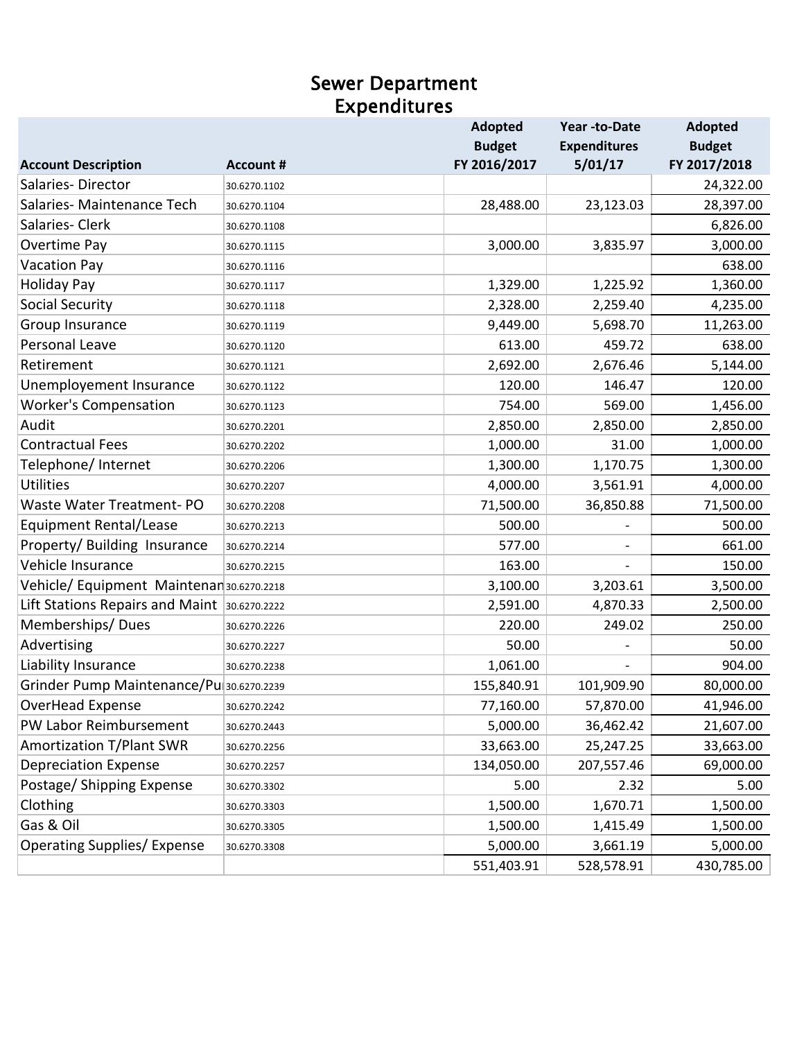# Sewer Department Expenditures

| Account Description | Account # | Adopted Budget FY 2016/2017 | Year -to-Date Expenditures 5/01/17 | Adopted Budget FY 2017/2018 |
|---|---|---|---|---|
| Salaries- Director | 30.6270.1102 | | | 24,322.00 |
| Salaries- Maintenance Tech | 30.6270.1104 | 28,488.00 | 23,123.03 | 28,397.00 |
| Salaries- Clerk | 30.6270.1108 | | | 6,826.00 |
| Overtime Pay | 30.6270.1115 | 3,000.00 | 3,835.97 | 3,000.00 |
| Vacation Pay | 30.6270.1116 | | | 638.00 |
| Holiday Pay | 30.6270.1117 | 1,329.00 | 1,225.92 | 1,360.00 |
| Social Security | 30.6270.1118 | 2,328.00 | 2,259.40 | 4,235.00 |
| Group Insurance | 30.6270.1119 | 9,449.00 | 5,698.70 | 11,263.00 |
| Personal Leave | 30.6270.1120 | 613.00 | 459.72 | 638.00 |
| Retirement | 30.6270.1121 | 2,692.00 | 2,676.46 | 5,144.00 |
| Unemployement Insurance | 30.6270.1122 | 120.00 | 146.47 | 120.00 |
| Worker's Compensation | 30.6270.1123 | 754.00 | 569.00 | 1,456.00 |
| Audit | 30.6270.2201 | 2,850.00 | 2,850.00 | 2,850.00 |
| Contractual Fees | 30.6270.2202 | 1,000.00 | 31.00 | 1,000.00 |
| Telephone/ Internet | 30.6270.2206 | 1,300.00 | 1,170.75 | 1,300.00 |
| Utilities | 30.6270.2207 | 4,000.00 | 3,561.91 | 4,000.00 |
| Waste Water Treatment- PO | 30.6270.2208 | 71,500.00 | 36,850.88 | 71,500.00 |
| Equipment Rental/Lease | 30.6270.2213 | 500.00 | - | 500.00 |
| Property/ Building Insurance | 30.6270.2214 | 577.00 | - | 661.00 |
| Vehicle Insurance | 30.6270.2215 | 163.00 | - | 150.00 |
| Vehicle/ Equipment Maintenan | 30.6270.2218 | 3,100.00 | 3,203.61 | 3,500.00 |
| Lift Stations Repairs and Maint | 30.6270.2222 | 2,591.00 | 4,870.33 | 2,500.00 |
| Memberships/ Dues | 30.6270.2226 | 220.00 | 249.02 | 250.00 |
| Advertising | 30.6270.2227 | 50.00 | - | 50.00 |
| Liability Insurance | 30.6270.2238 | 1,061.00 | - | 904.00 |
| Grinder Pump Maintenance/Pu | 30.6270.2239 | 155,840.91 | 101,909.90 | 80,000.00 |
| OverHead Expense | 30.6270.2242 | 77,160.00 | 57,870.00 | 41,946.00 |
| PW Labor Reimbursement | 30.6270.2443 | 5,000.00 | 36,462.42 | 21,607.00 |
| Amortization T/Plant SWR | 30.6270.2256 | 33,663.00 | 25,247.25 | 33,663.00 |
| Depreciation Expense | 30.6270.2257 | 134,050.00 | 207,557.46 | 69,000.00 |
| Postage/ Shipping Expense | 30.6270.3302 | 5.00 | 2.32 | 5.00 |
| Clothing | 30.6270.3303 | 1,500.00 | 1,670.71 | 1,500.00 |
| Gas & Oil | 30.6270.3305 | 1,500.00 | 1,415.49 | 1,500.00 |
| Operating Supplies/ Expense | 30.6270.3308 | 5,000.00 | 3,661.19 | 5,000.00 |
| | | 551,403.91 | 528,578.91 | 430,785.00 |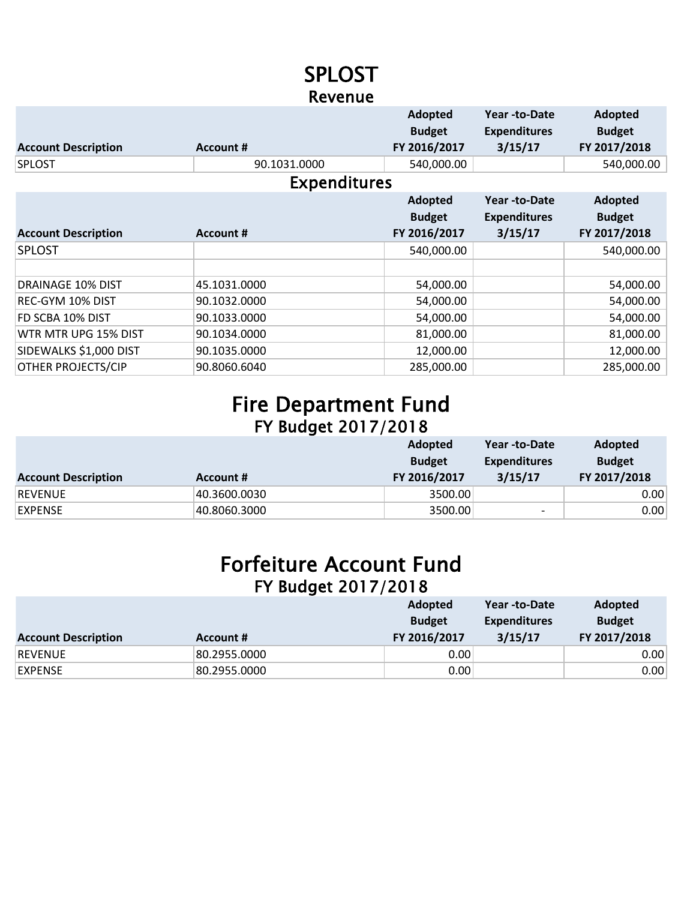# SPLOST

## Revenue

| Account Description | Account # | Adopted Budget FY 2016/2017 | Year -to-Date Expenditures 3/15/17 | Adopted Budget FY 2017/2018 |
|---|---|---|---|---|
| SPLOST | 90.1031.0000 | 540,000.00 | | 540,000.00 |

## Expenditures

| Account Description | Account # | Adopted Budget FY 2016/2017 | Year -to-Date Expenditures 3/15/17 | Adopted Budget FY 2017/2018 |
|---|---|---|---|---|
| SPLOST | | 540,000.00 | | 540,000.00 |
| | | | | |
| DRAINAGE 10% DIST | 45.1031.0000 | 54,000.00 | | 54,000.00 |
| REC-GYM 10% DIST | 90.1032.0000 | 54,000.00 | | 54,000.00 |
| FD SCBA 10% DIST | 90.1033.0000 | 54,000.00 | | 54,000.00 |
| WTR MTR UPG 15% DIST | 90.1034.0000 | 81,000.00 | | 81,000.00 |
| SIDEWALKS $1,000 DIST | 90.1035.0000 | 12,000.00 | | 12,000.00 |
| OTHER PROJECTS/CIP | 90.8060.6040 | 285,000.00 | | 285,000.00 |

# Fire Department Fund

## FY Budget 2017/2018

| Account Description | Account # | Adopted Budget FY 2016/2017 | Year -to-Date Expenditures 3/15/17 | Adopted Budget FY 2017/2018 |
|---|---|---|---|---|
| REVENUE | 40.3600.0030 | 3500.00 | | 0.00 |
| EXPENSE | 40.8060.3000 | 3500.00 | - | 0.00 |

# Forfeiture Account Fund

## FY Budget 2017/2018

| Account Description | Account # | Adopted Budget FY 2016/2017 | Year -to-Date Expenditures 3/15/17 | Adopted Budget FY 2017/2018 |
|---|---|---|---|---|
| REVENUE | 80.2955.0000 | 0.00 | | 0.00 |
| EXPENSE | 80.2955.0000 | 0.00 | | 0.00 |